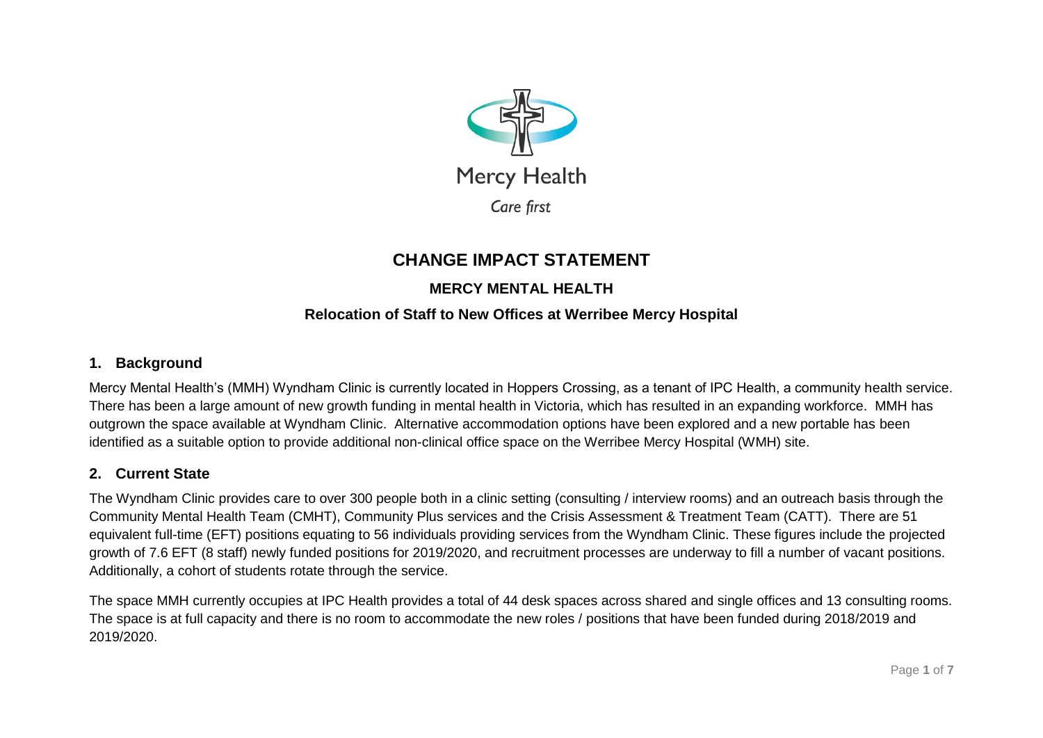Mercy Health

*Care first*

# CHANGE IMPACT STATEMENT

## MERCY MENTAL HEALTH

### Relocation of Staff to New Offices at Werribee Mercy Hospital

## 1. Background

Mercy Mental Health's (MMH) Wyndham Clinic is currently located in Hoppers Crossing, as a tenant of IPC Health, a community health service. There has been a large amount of new growth funding in mental health in Victoria, which has resulted in an expanding workforce. MMH has outgrown the space available at Wyndham Clinic. Alternative accommodation options have been explored and a new portable has been identified as a suitable option to provide additional non-clinical office space on the Werribee Mercy Hospital (WMH) site.

## 2. Current State

The Wyndham Clinic provides care to over 300 people both in a clinic setting (consulting / interview rooms) and an outreach basis through the Community Mental Health Team (CMHT), Community Plus services and the Crisis Assessment & Treatment Team (CATT). There are 51 equivalent full-time (EFT) positions equating to 56 individuals providing services from the Wyndham Clinic. These figures include the projected growth of 7.6 EFT (8 staff) newly funded positions for 2019/2020, and recruitment processes are underway to fill a number of vacant positions. Additionally, a cohort of students rotate through the service.

The space MMH currently occupies at IPC Health provides a total of 44 desk spaces across shared and single offices and 13 consulting rooms. The space is at full capacity and there is no room to accommodate the new roles / positions that have been funded during 2018/2019 and 2019/2020.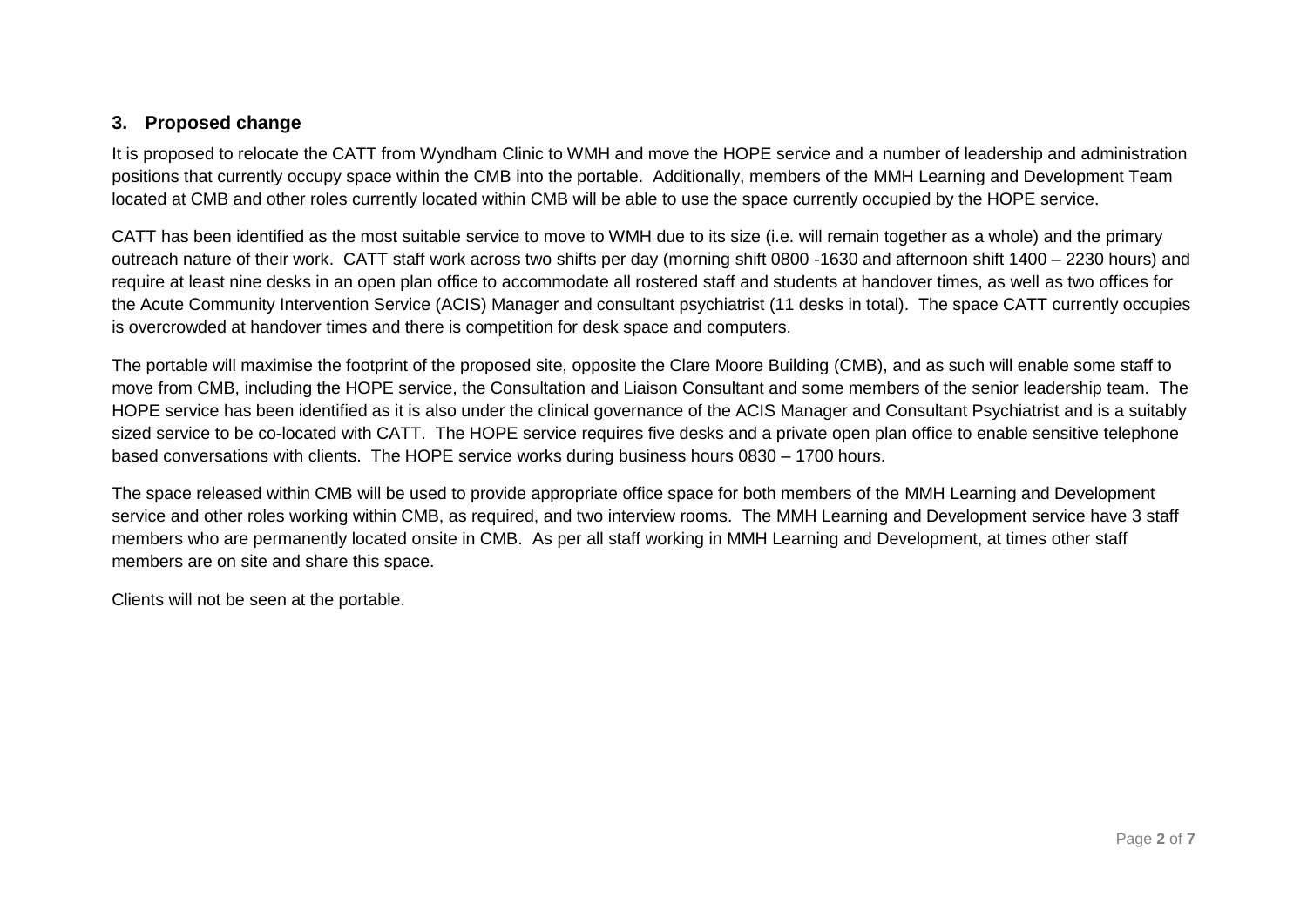## 3. Proposed change

It is proposed to relocate the CATT from Wyndham Clinic to WMH and move the HOPE service and a number of leadership and administration positions that currently occupy space within the CMB into the portable. Additionally, members of the MMH Learning and Development Team located at CMB and other roles currently located within CMB will be able to use the space currently occupied by the HOPE service.

CATT has been identified as the most suitable service to move to WMH due to its size (i.e. will remain together as a whole) and the primary outreach nature of their work. CATT staff work across two shifts per day (morning shift 0800 -1630 and afternoon shift 1400 – 2230 hours) and require at least nine desks in an open plan office to accommodate all rostered staff and students at handover times, as well as two offices for the Acute Community Intervention Service (ACIS) Manager and consultant psychiatrist (11 desks in total). The space CATT currently occupies is overcrowded at handover times and there is competition for desk space and computers.

The portable will maximise the footprint of the proposed site, opposite the Clare Moore Building (CMB), and as such will enable some staff to move from CMB, including the HOPE service, the Consultation and Liaison Consultant and some members of the senior leadership team. The HOPE service has been identified as it is also under the clinical governance of the ACIS Manager and Consultant Psychiatrist and is a suitably sized service to be co-located with CATT. The HOPE service requires five desks and a private open plan office to enable sensitive telephone based conversations with clients. The HOPE service works during business hours 0830 – 1700 hours.

The space released within CMB will be used to provide appropriate office space for both members of the MMH Learning and Development service and other roles working within CMB, as required, and two interview rooms. The MMH Learning and Development service have 3 staff members who are permanently located onsite in CMB. As per all staff working in MMH Learning and Development, at times other staff members are on site and share this space.

Clients will not be seen at the portable.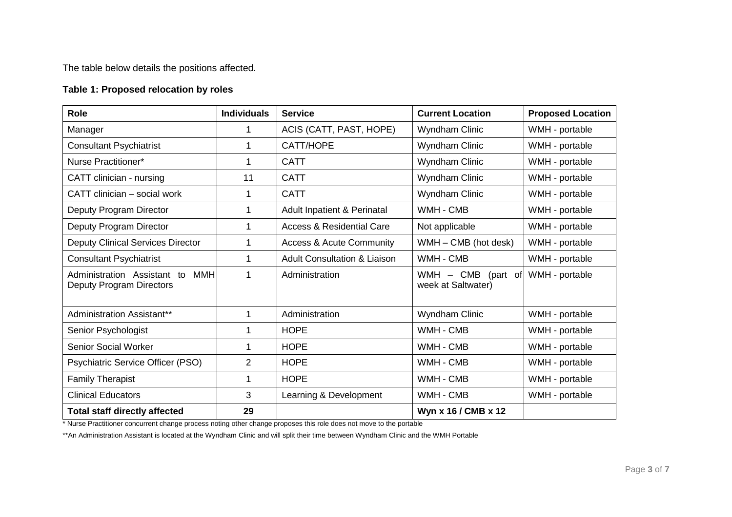The table below details the positions affected.

**Table 1: Proposed relocation by roles**

| Role | Individuals | Service | Current Location | Proposed Location |
|---|---|---|---|---|
| Manager | 1 | ACIS (CATT, PAST, HOPE) | Wyndham Clinic | WMH - portable |
| Consultant Psychiatrist | 1 | CATT/HOPE | Wyndham Clinic | WMH - portable |
| Nurse Practitioner* | 1 | CATT | Wyndham Clinic | WMH - portable |
| CATT clinician - nursing | 11 | CATT | Wyndham Clinic | WMH - portable |
| CATT clinician – social work | 1 | CATT | Wyndham Clinic | WMH - portable |
| Deputy Program Director | 1 | Adult Inpatient & Perinatal | WMH - CMB | WMH - portable |
| Deputy Program Director | 1 | Access & Residential Care | Not applicable | WMH - portable |
| Deputy Clinical Services Director | 1 | Access & Acute Community | WMH – CMB (hot desk) | WMH - portable |
| Consultant Psychiatrist | 1 | Adult Consultation & Liaison | WMH - CMB | WMH - portable |
| Administration Assistant to MMH Deputy Program Directors | 1 | Administration | WMH – CMB (part of week at Saltwater) | WMH - portable |
| Administration Assistant** | 1 | Administration | Wyndham Clinic | WMH - portable |
| Senior Psychologist | 1 | HOPE | WMH - CMB | WMH - portable |
| Senior Social Worker | 1 | HOPE | WMH - CMB | WMH - portable |
| Psychiatric Service Officer (PSO) | 2 | HOPE | WMH - CMB | WMH - portable |
| Family Therapist | 1 | HOPE | WMH - CMB | WMH - portable |
| Clinical Educators | 3 | Learning & Development | WMH - CMB | WMH - portable |
| **Total staff directly affected** | **29** | | **Wyn x 16 / CMB x 12** | |

* Nurse Practitioner concurrent change process noting other change proposes this role does not move to the portable

**An Administration Assistant is located at the Wyndham Clinic and will split their time between Wyndham Clinic and the WMH Portable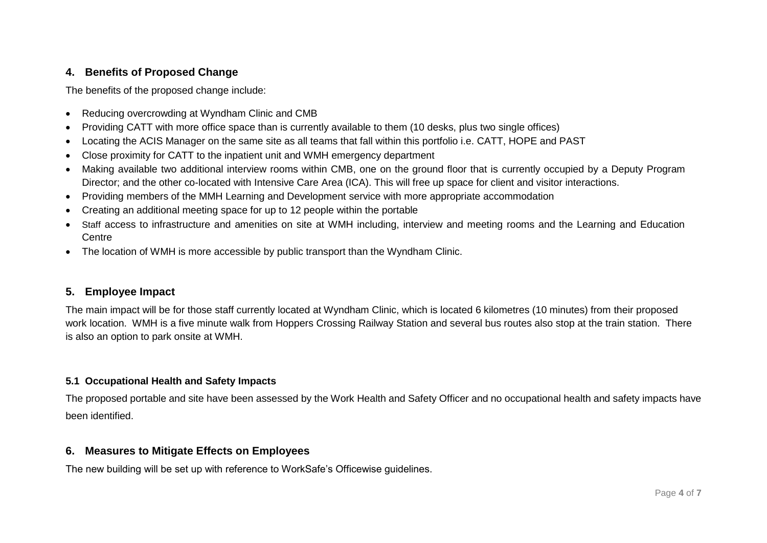## 4. Benefits of Proposed Change

The benefits of the proposed change include:

- Reducing overcrowding at Wyndham Clinic and CMB
- Providing CATT with more office space than is currently available to them (10 desks, plus two single offices)
- Locating the ACIS Manager on the same site as all teams that fall within this portfolio i.e. CATT, HOPE and PAST
- Close proximity for CATT to the inpatient unit and WMH emergency department
- Making available two additional interview rooms within CMB, one on the ground floor that is currently occupied by a Deputy Program Director; and the other co-located with Intensive Care Area (ICA). This will free up space for client and visitor interactions.
- Providing members of the MMH Learning and Development service with more appropriate accommodation
- Creating an additional meeting space for up to 12 people within the portable
- Staff access to infrastructure and amenities on site at WMH including, interview and meeting rooms and the Learning and Education Centre
- The location of WMH is more accessible by public transport than the Wyndham Clinic.

## 5. Employee Impact

The main impact will be for those staff currently located at Wyndham Clinic, which is located 6 kilometres (10 minutes) from their proposed work location. WMH is a five minute walk from Hoppers Crossing Railway Station and several bus routes also stop at the train station. There is also an option to park onsite at WMH.

### 5.1 Occupational Health and Safety Impacts

The proposed portable and site have been assessed by the Work Health and Safety Officer and no occupational health and safety impacts have been identified.

## 6. Measures to Mitigate Effects on Employees

The new building will be set up with reference to WorkSafe's Officewise guidelines.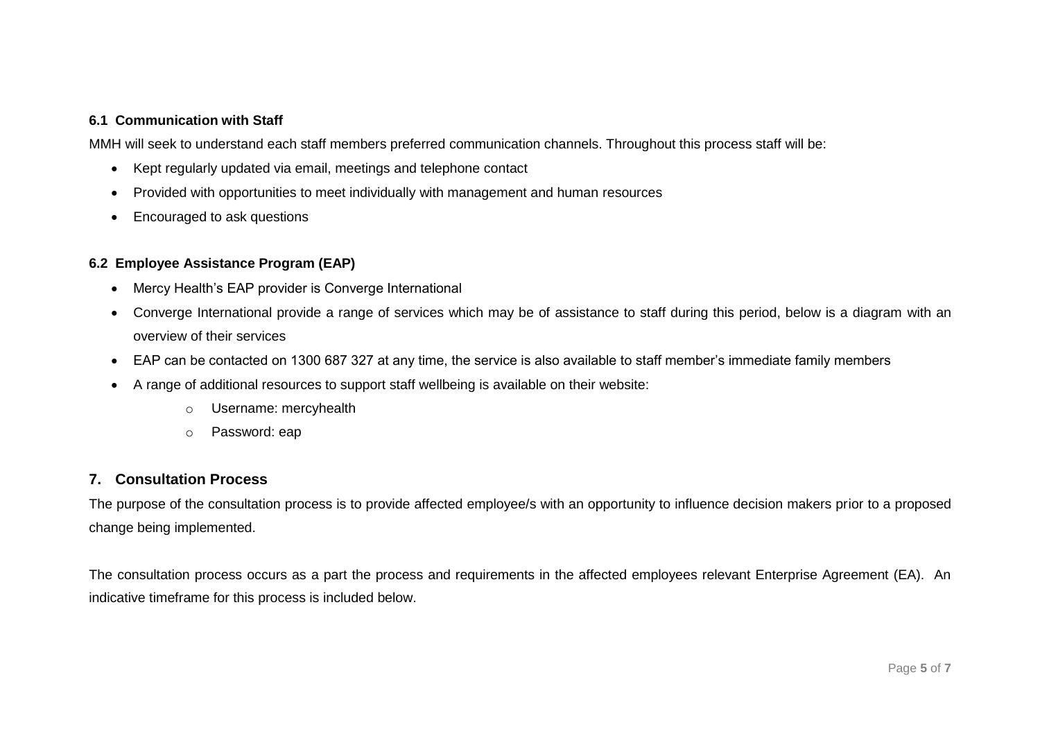### 6.1 Communication with Staff

MMH will seek to understand each staff members preferred communication channels. Throughout this process staff will be:

- Kept regularly updated via email, meetings and telephone contact
- Provided with opportunities to meet individually with management and human resources
- Encouraged to ask questions

### 6.2 Employee Assistance Program (EAP)

- Mercy Health's EAP provider is Converge International
- Converge International provide a range of services which may be of assistance to staff during this period, below is a diagram with an overview of their services
- EAP can be contacted on 1300 687 327 at any time, the service is also available to staff member's immediate family members
- A range of additional resources to support staff wellbeing is available on their website:
  - Username: mercyhealth
  - Password: eap

## 7. Consultation Process

The purpose of the consultation process is to provide affected employee/s with an opportunity to influence decision makers prior to a proposed change being implemented.

The consultation process occurs as a part the process and requirements in the affected employees relevant Enterprise Agreement (EA). An indicative timeframe for this process is included below.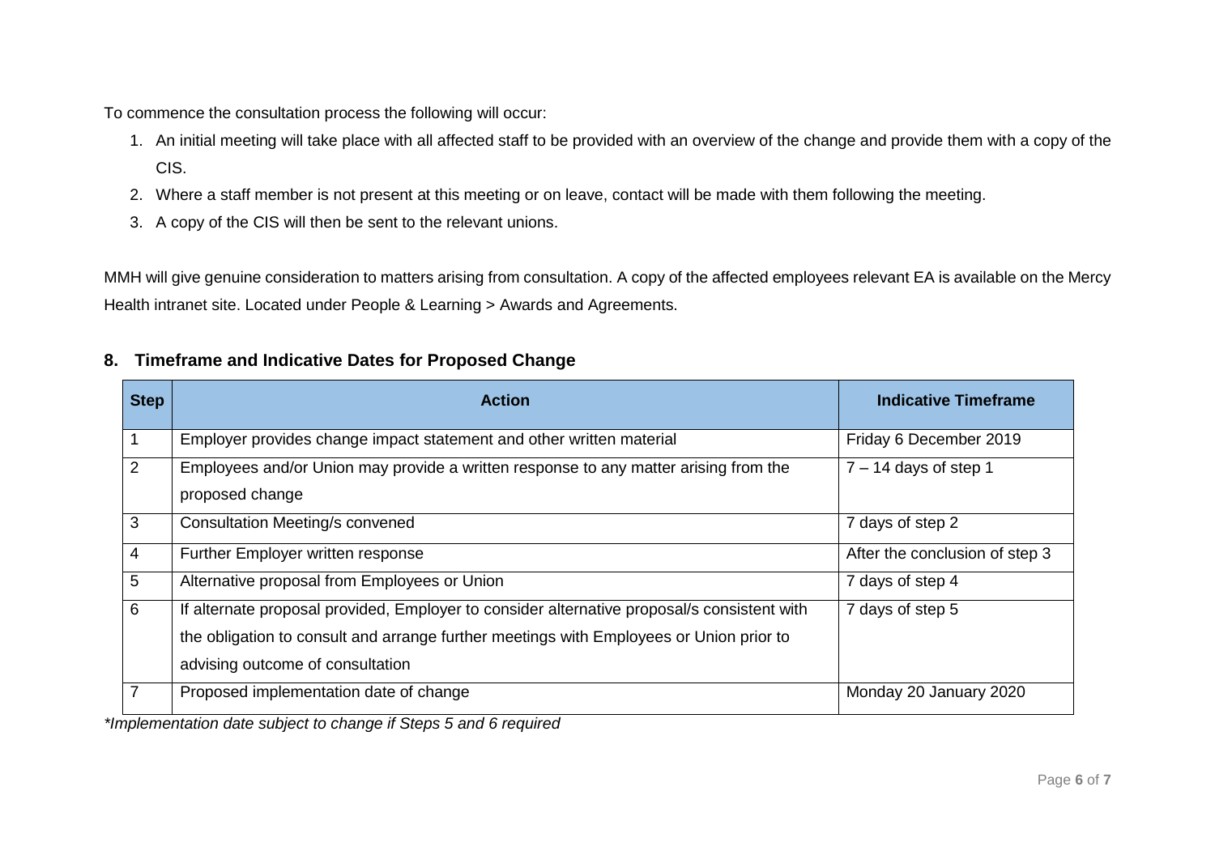To commence the consultation process the following will occur:

1. An initial meeting will take place with all affected staff to be provided with an overview of the change and provide them with a copy of the CIS.
2. Where a staff member is not present at this meeting or on leave, contact will be made with them following the meeting.
3. A copy of the CIS will then be sent to the relevant unions.

MMH will give genuine consideration to matters arising from consultation. A copy of the affected employees relevant EA is available on the Mercy Health intranet site. Located under People & Learning > Awards and Agreements.

## 8. Timeframe and Indicative Dates for Proposed Change

| Step | Action | Indicative Timeframe |
|---|---|---|
| 1 | Employer provides change impact statement and other written material | Friday 6 December 2019 |
| 2 | Employees and/or Union may provide a written response to any matter arising from the proposed change | 7 – 14 days of step 1 |
| 3 | Consultation Meeting/s convened | 7 days of step 2 |
| 4 | Further Employer written response | After the conclusion of step 3 |
| 5 | Alternative proposal from Employees or Union | 7 days of step 4 |
| 6 | If alternate proposal provided, Employer to consider alternative proposal/s consistent with the obligation to consult and arrange further meetings with Employees or Union prior to advising outcome of consultation | 7 days of step 5 |
| 7 | Proposed implementation date of change | Monday 20 January 2020 |

*\*Implementation date subject to change if Steps 5 and 6 required*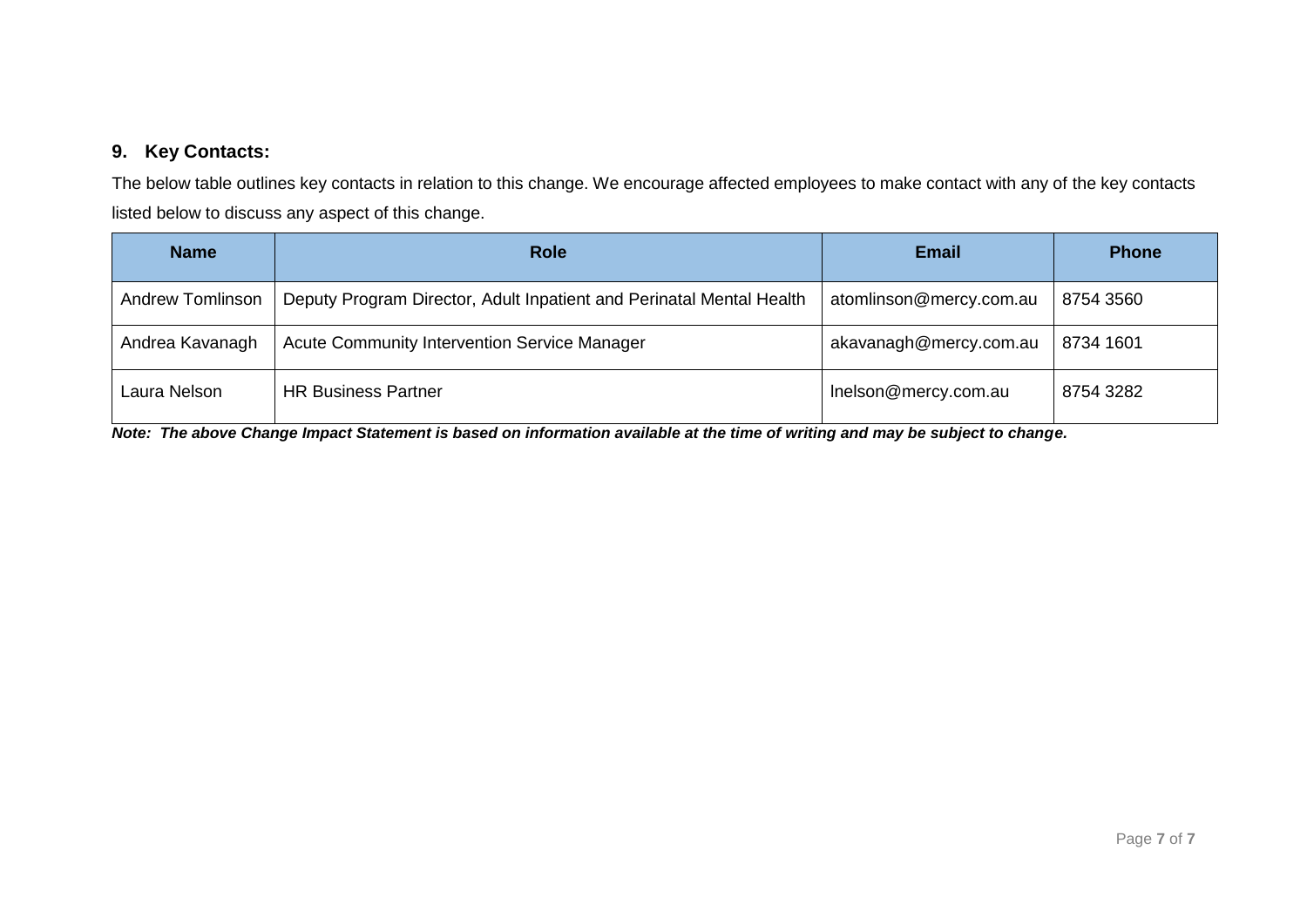## 9. Key Contacts:

The below table outlines key contacts in relation to this change. We encourage affected employees to make contact with any of the key contacts listed below to discuss any aspect of this change.

| Name | Role | Email | Phone |
|---|---|---|---|
| Andrew Tomlinson | Deputy Program Director, Adult Inpatient and Perinatal Mental Health | atomlinson@mercy.com.au | 8754 3560 |
| Andrea Kavanagh | Acute Community Intervention Service Manager | akavanagh@mercy.com.au | 8734 1601 |
| Laura Nelson | HR Business Partner | lnelson@mercy.com.au | 8754 3282 |

***Note: The above Change Impact Statement is based on information available at the time of writing and may be subject to change.***